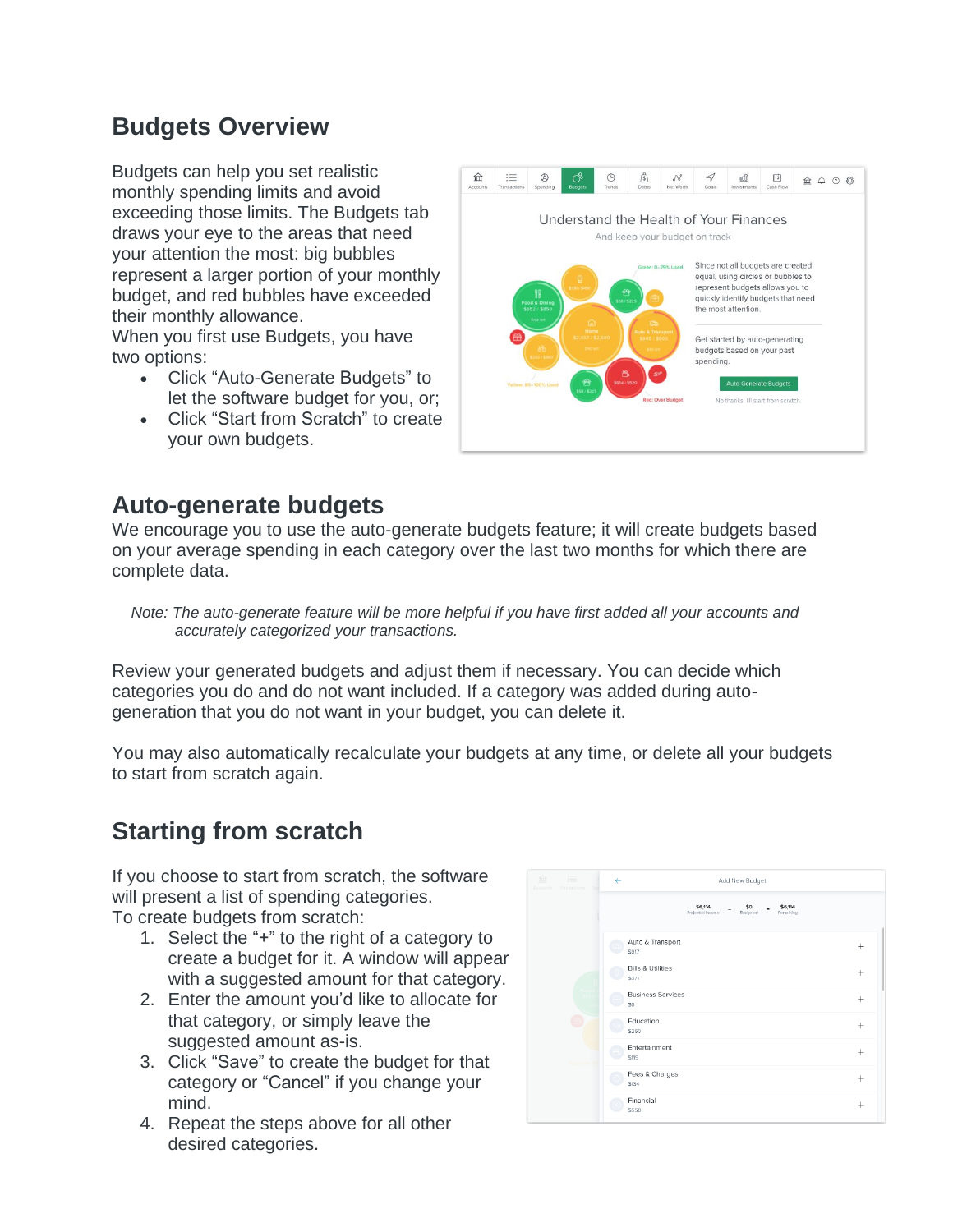## Budgets Overview

Budgets can help you set realistic monthly spending limits and avoid exceeding those limits. The Budgets tab draws your eye to the areas that need your attention the most: big bubbles represent a larger portion of your monthly budget, and red bubbles have exceeded their monthly allowance.
When you first use Budgets, you have two options:

- Click “Auto-Generate Budgets” to let the software budget for you, or;
- Click “Start from Scratch” to create your own budgets.

## Auto-generate budgets

We encourage you to use the auto-generate budgets feature; it will create budgets based on your average spending in each category over the last two months for which there are complete data.

*Note: The auto-generate feature will be more helpful if you have first added all your accounts and accurately categorized your transactions.*

Review your generated budgets and adjust them if necessary. You can decide which categories you do and do not want included. If a category was added during auto-generation that you do not want in your budget, you can delete it.

You may also automatically recalculate your budgets at any time, or delete all your budgets to start from scratch again.

## Starting from scratch

If you choose to start from scratch, the software will present a list of spending categories.
To create budgets from scratch:

1. Select the “+” to the right of a category to create a budget for it. A window will appear with a suggested amount for that category.
2. Enter the amount you’d like to allocate for that category, or simply leave the suggested amount as-is.
3. Click “Save” to create the budget for that category or “Cancel” if you change your mind.
4. Repeat the steps above for all other desired categories.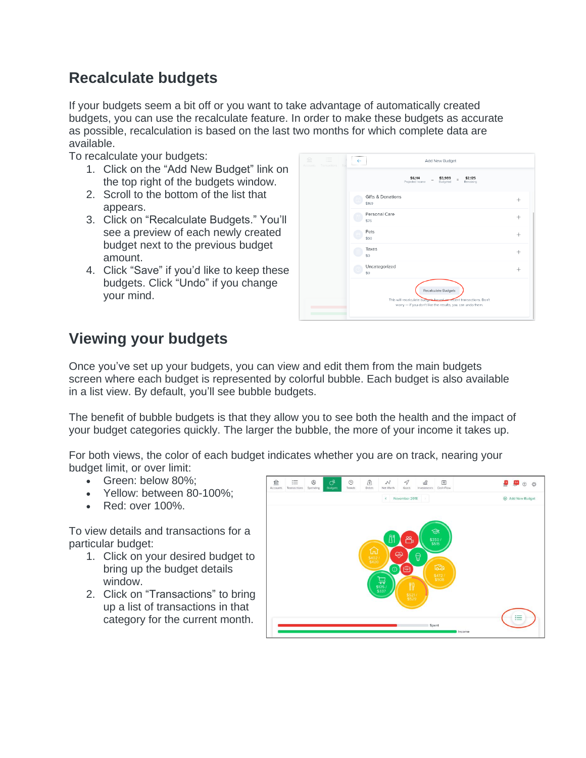## Recalculate budgets

If your budgets seem a bit off or you want to take advantage of automatically created budgets, you can use the recalculate feature. In order to make these budgets as accurate as possible, recalculation is based on the last two months for which complete data are available.

To recalculate your budgets:

1. Click on the “Add New Budget” link on the top right of the budgets window.
2. Scroll to the bottom of the list that appears.
3. Click on “Recalculate Budgets.” You’ll see a preview of each newly created budget next to the previous budget amount.
4. Click “Save” if you’d like to keep these budgets. Click “Undo” if you change your mind.

## Viewing your budgets

Once you’ve set up your budgets, you can view and edit them from the main budgets screen where each budget is represented by colorful bubble. Each budget is also available in a list view. By default, you’ll see bubble budgets.

The benefit of bubble budgets is that they allow you to see both the health and the impact of your budget categories quickly. The larger the bubble, the more of your income it takes up.

For both views, the color of each budget indicates whether you are on track, nearing your budget limit, or over limit:

- Green: below 80%;
- Yellow: between 80-100%;
- Red: over 100%.

To view details and transactions for a particular budget:

1. Click on your desired budget to bring up the budget details window.
2. Click on “Transactions” to bring up a list of transactions in that category for the current month.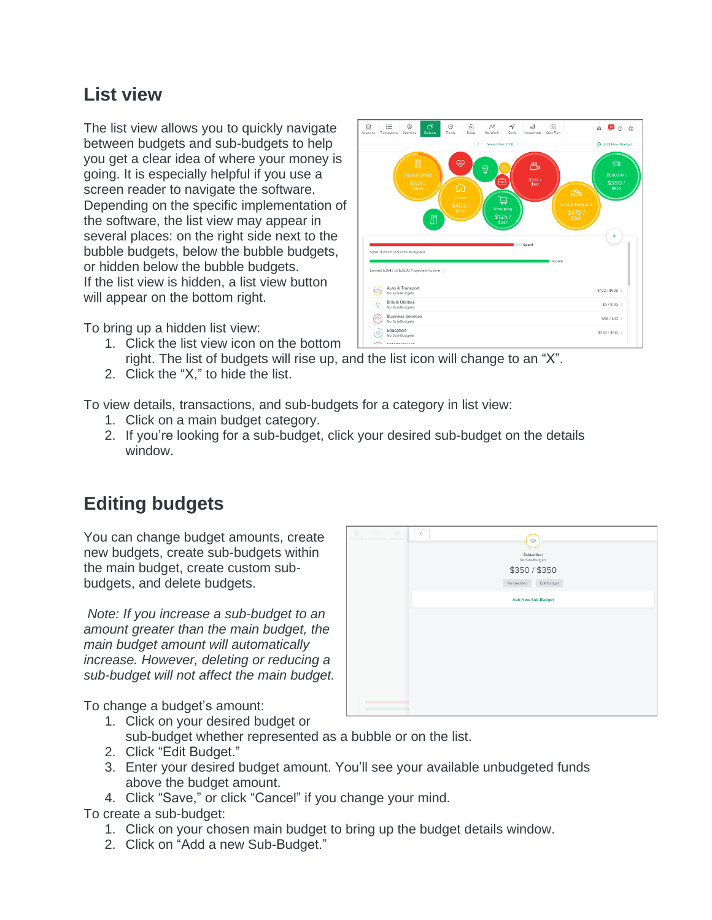## List view

The list view allows you to quickly navigate between budgets and sub-budgets to help you get a clear idea of where your money is going. It is especially helpful if you use a screen reader to navigate the software. Depending on the specific implementation of the software, the list view may appear in several places: on the right side next to the bubble budgets, below the bubble budgets, or hidden below the bubble budgets.
If the list view is hidden, a list view button will appear on the bottom right.

To bring up a hidden list view:

1. Click the list view icon on the bottom right. The list of budgets will rise up, and the list icon will change to an “X”.
2. Click the “X,” to hide the list.

To view details, transactions, and sub-budgets for a category in list view:

1. Click on a main budget category.
2. If you’re looking for a sub-budget, click your desired sub-budget on the details window.

## Editing budgets

You can change budget amounts, create new budgets, create sub-budgets within the main budget, create custom sub-budgets, and delete budgets.

*Note: If you increase a sub-budget to an amount greater than the main budget, the main budget amount will automatically increase. However, deleting or reducing a sub-budget will not affect the main budget.*

To change a budget’s amount:

1. Click on your desired budget or sub-budget whether represented as a bubble or on the list.
2. Click “Edit Budget.”
3. Enter your desired budget amount. You’ll see your available unbudgeted funds above the budget amount.
4. Click “Save,” or click “Cancel” if you change your mind.

To create a sub-budget:

1. Click on your chosen main budget to bring up the budget details window.
2. Click on “Add a new Sub-Budget.”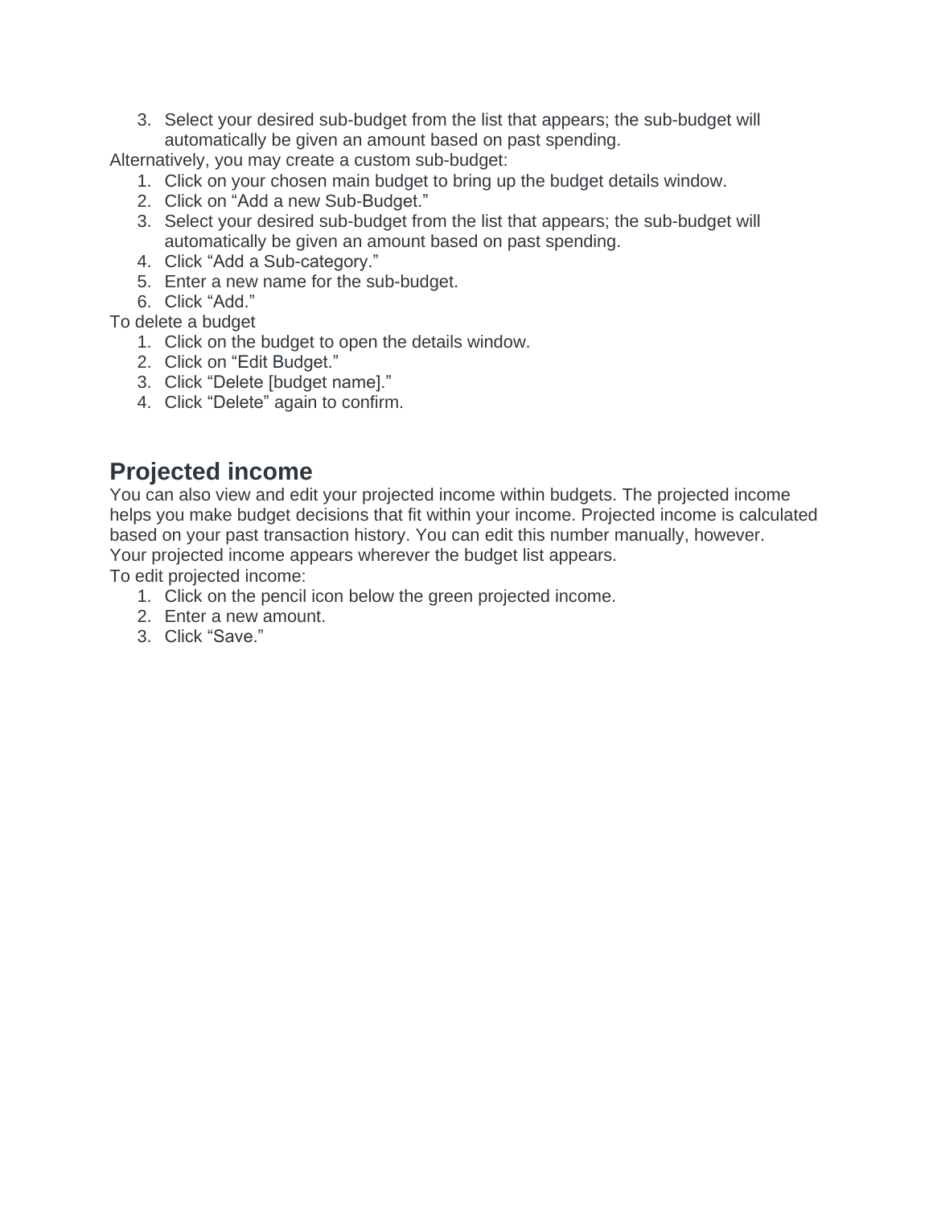3. Select your desired sub-budget from the list that appears; the sub-budget will automatically be given an amount based on past spending.

Alternatively, you may create a custom sub-budget:

1. Click on your chosen main budget to bring up the budget details window.
2. Click on "Add a new Sub-Budget."
3. Select your desired sub-budget from the list that appears; the sub-budget will automatically be given an amount based on past spending.
4. Click "Add a Sub-category."
5. Enter a new name for the sub-budget.
6. Click "Add."

To delete a budget

1. Click on the budget to open the details window.
2. Click on "Edit Budget."
3. Click "Delete [budget name]."
4. Click "Delete" again to confirm.

## Projected income

You can also view and edit your projected income within budgets. The projected income helps you make budget decisions that fit within your income. Projected income is calculated based on your past transaction history. You can edit this number manually, however.

Your projected income appears wherever the budget list appears.

To edit projected income:

1. Click on the pencil icon below the green projected income.
2. Enter a new amount.
3. Click "Save."